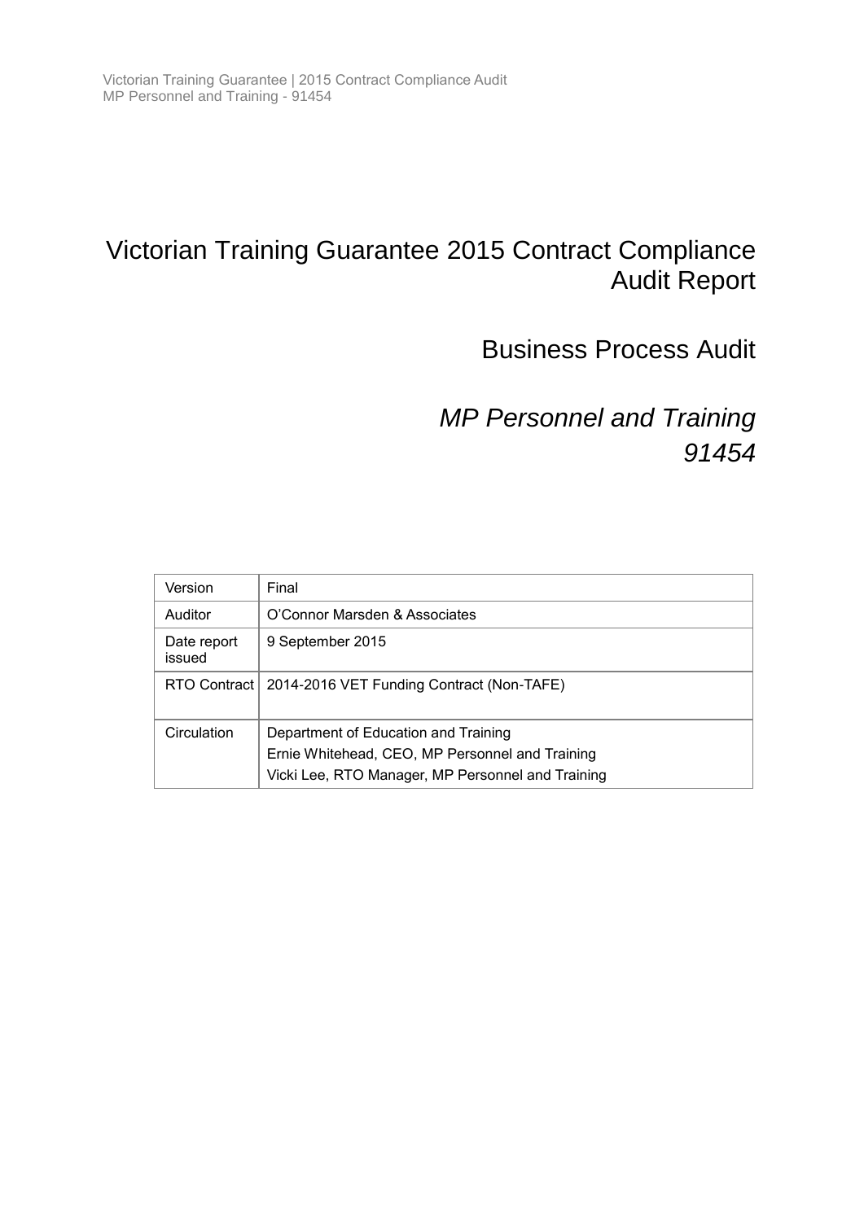# Victorian Training Guarantee 2015 Contract Compliance Audit Report

## Business Process Audit

## *MP Personnel and Training 91454*

| Version | Final |
|---|---|
| Auditor | O'Connor Marsden & Associates |
| Date report issued | 9 September 2015 |
| RTO Contract | 2014-2016 VET Funding Contract (Non-TAFE) |
| Circulation | Department of Education and Training<br>Ernie Whitehead, CEO, MP Personnel and Training<br>Vicki Lee, RTO Manager, MP Personnel and Training |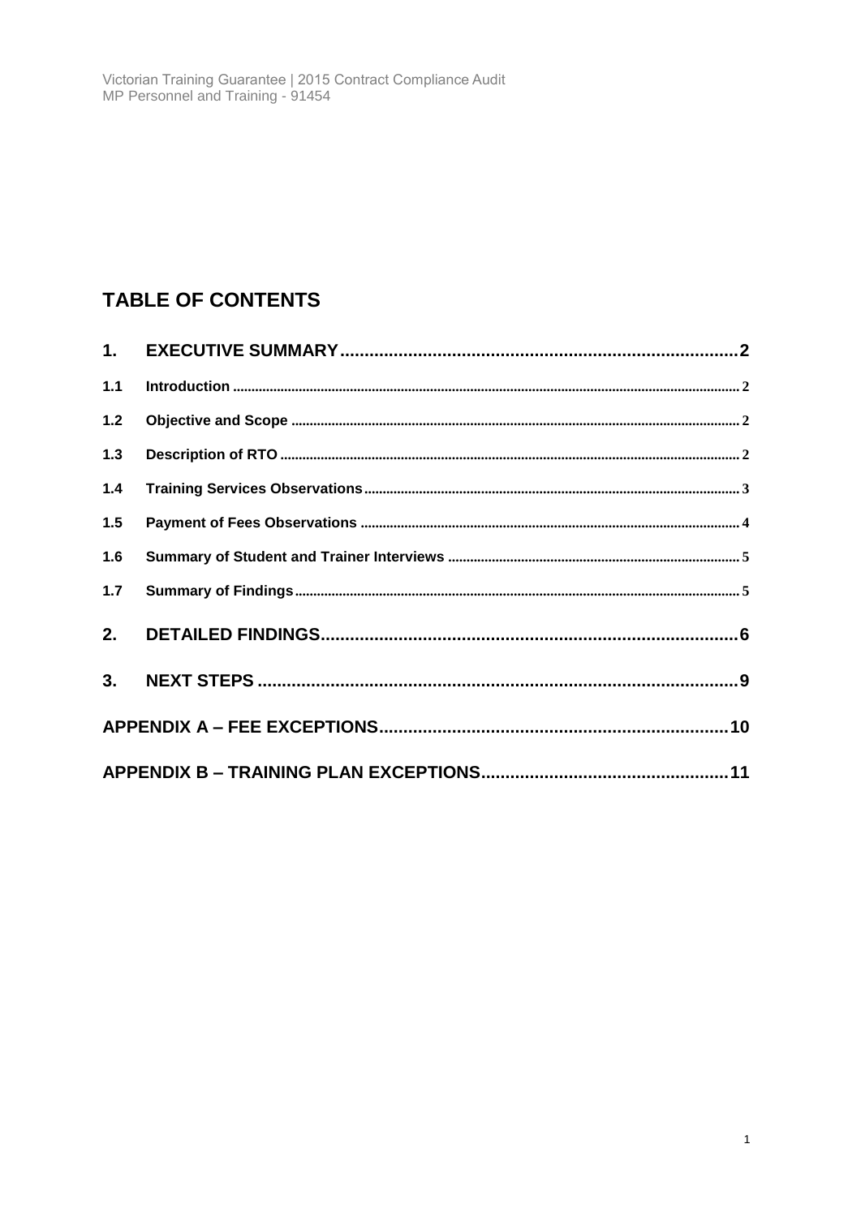## TABLE OF CONTENTS

| | | |
|---|---|---|
| **1.** | **EXECUTIVE SUMMARY** | **2** |
| 1.1 | Introduction | 2 |
| 1.2 | Objective and Scope | 2 |
| 1.3 | Description of RTO | 2 |
| 1.4 | Training Services Observations | 3 |
| 1.5 | Payment of Fees Observations | 4 |
| 1.6 | Summary of Student and Trainer Interviews | 5 |
| 1.7 | Summary of Findings | 5 |
| **2.** | **DETAILED FINDINGS** | **6** |
| **3.** | **NEXT STEPS** | **9** |
| **APPENDIX A – FEE EXCEPTIONS** | | **10** |
| **APPENDIX B – TRAINING PLAN EXCEPTIONS** | | **11** |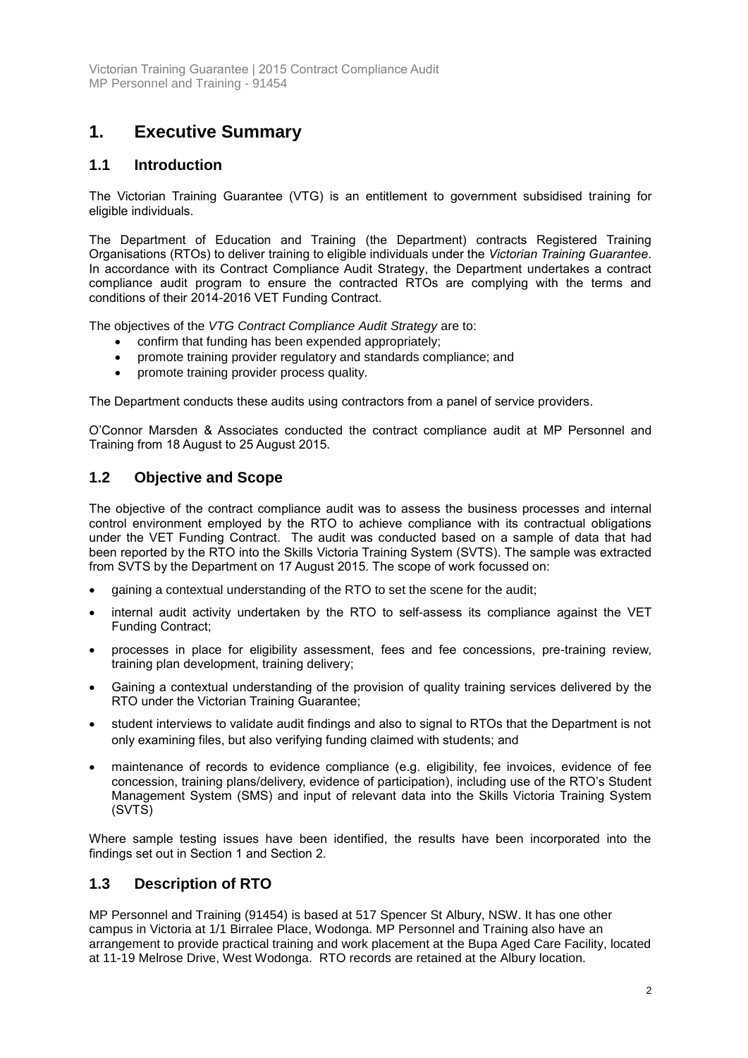# 1. Executive Summary

## 1.1 Introduction

The Victorian Training Guarantee (VTG) is an entitlement to government subsidised training for eligible individuals.

The Department of Education and Training (the Department) contracts Registered Training Organisations (RTOs) to deliver training to eligible individuals under the *Victorian Training Guarantee*. In accordance with its Contract Compliance Audit Strategy, the Department undertakes a contract compliance audit program to ensure the contracted RTOs are complying with the terms and conditions of their 2014-2016 VET Funding Contract.

The objectives of the *VTG Contract Compliance Audit Strategy* are to:

- confirm that funding has been expended appropriately;
- promote training provider regulatory and standards compliance; and
- promote training provider process quality.

The Department conducts these audits using contractors from a panel of service providers.

O'Connor Marsden & Associates conducted the contract compliance audit at MP Personnel and Training from 18 August to 25 August 2015.

## 1.2 Objective and Scope

The objective of the contract compliance audit was to assess the business processes and internal control environment employed by the RTO to achieve compliance with its contractual obligations under the VET Funding Contract. The audit was conducted based on a sample of data that had been reported by the RTO into the Skills Victoria Training System (SVTS). The sample was extracted from SVTS by the Department on 17 August 2015. The scope of work focussed on:

- gaining a contextual understanding of the RTO to set the scene for the audit;
- internal audit activity undertaken by the RTO to self-assess its compliance against the VET Funding Contract;
- processes in place for eligibility assessment, fees and fee concessions, pre-training review, training plan development, training delivery;
- Gaining a contextual understanding of the provision of quality training services delivered by the RTO under the Victorian Training Guarantee;
- student interviews to validate audit findings and also to signal to RTOs that the Department is not only examining files, but also verifying funding claimed with students; and
- maintenance of records to evidence compliance (e.g. eligibility, fee invoices, evidence of fee concession, training plans/delivery, evidence of participation), including use of the RTO's Student Management System (SMS) and input of relevant data into the Skills Victoria Training System (SVTS)

Where sample testing issues have been identified, the results have been incorporated into the findings set out in Section 1 and Section 2.

## 1.3 Description of RTO

MP Personnel and Training (91454) is based at 517 Spencer St Albury, NSW. It has one other campus in Victoria at 1/1 Birralee Place, Wodonga. MP Personnel and Training also have an arrangement to provide practical training and work placement at the Bupa Aged Care Facility, located at 11-19 Melrose Drive, West Wodonga. RTO records are retained at the Albury location.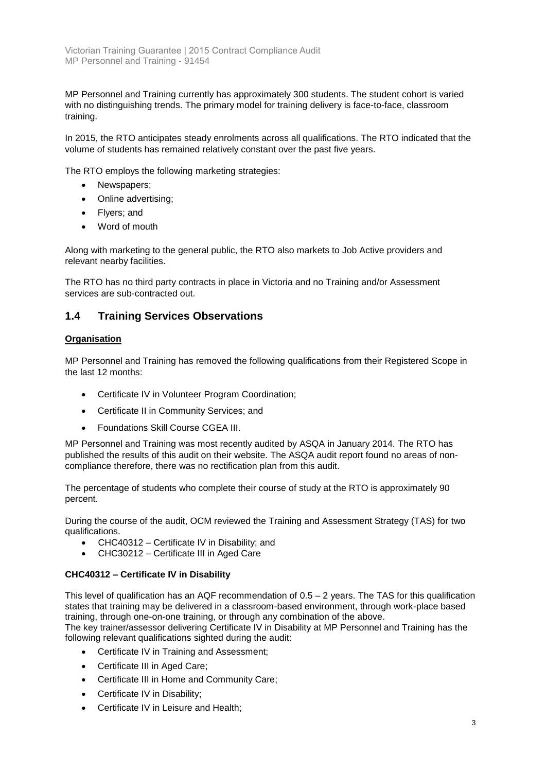MP Personnel and Training currently has approximately 300 students. The student cohort is varied with no distinguishing trends. The primary model for training delivery is face-to-face, classroom training.

In 2015, the RTO anticipates steady enrolments across all qualifications. The RTO indicated that the volume of students has remained relatively constant over the past five years.

The RTO employs the following marketing strategies:

- Newspapers;
- Online advertising;
- Flyers; and
- Word of mouth

Along with marketing to the general public, the RTO also markets to Job Active providers and relevant nearby facilities.

The RTO has no third party contracts in place in Victoria and no Training and/or Assessment services are sub-contracted out.

## 1.4 Training Services Observations

**Organisation**

MP Personnel and Training has removed the following qualifications from their Registered Scope in the last 12 months:

- Certificate IV in Volunteer Program Coordination;
- Certificate II in Community Services; and
- Foundations Skill Course CGEA III.

MP Personnel and Training was most recently audited by ASQA in January 2014. The RTO has published the results of this audit on their website. The ASQA audit report found no areas of non-compliance therefore, there was no rectification plan from this audit.

The percentage of students who complete their course of study at the RTO is approximately 90 percent.

During the course of the audit, OCM reviewed the Training and Assessment Strategy (TAS) for two qualifications.

- CHC40312 – Certificate IV in Disability; and
- CHC30212 – Certificate III in Aged Care

**CHC40312 – Certificate IV in Disability**

This level of qualification has an AQF recommendation of 0.5 – 2 years. The TAS for this qualification states that training may be delivered in a classroom-based environment, through work-place based training, through one-on-one training, or through any combination of the above.
The key trainer/assessor delivering Certificate IV in Disability at MP Personnel and Training has the following relevant qualifications sighted during the audit:

- Certificate IV in Training and Assessment;
- Certificate III in Aged Care;
- Certificate III in Home and Community Care;
- Certificate IV in Disability;
- Certificate IV in Leisure and Health;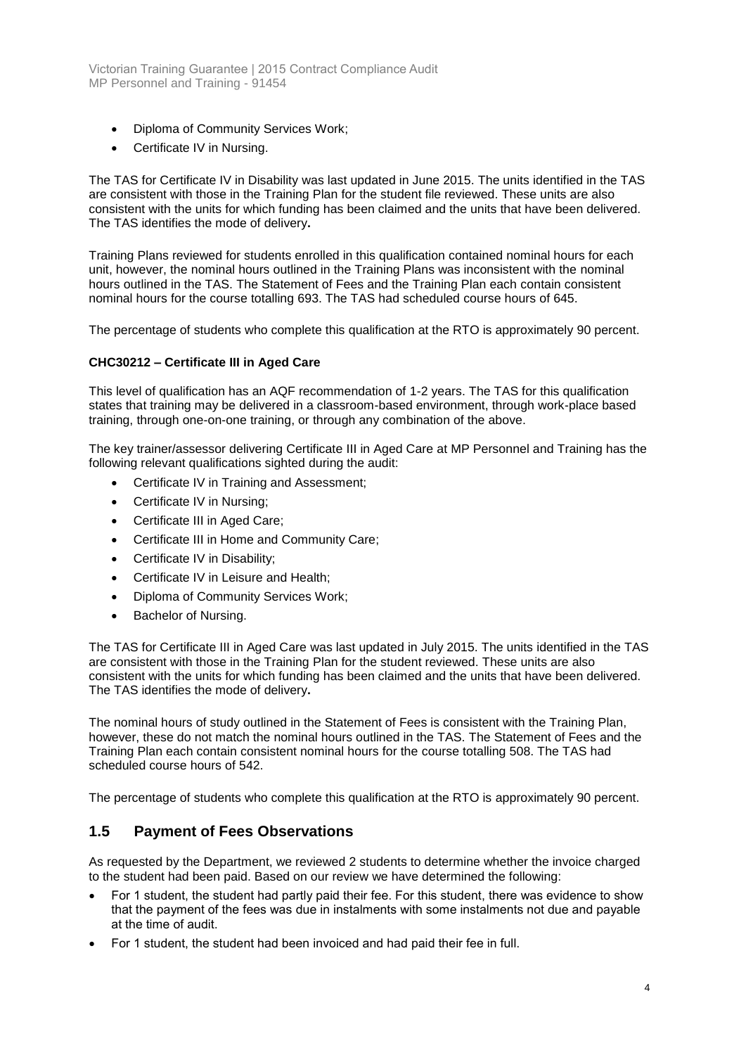- Diploma of Community Services Work;
- Certificate IV in Nursing.

The TAS for Certificate IV in Disability was last updated in June 2015. The units identified in the TAS are consistent with those in the Training Plan for the student file reviewed. These units are also consistent with the units for which funding has been claimed and the units that have been delivered. The TAS identifies the mode of delivery**.**

Training Plans reviewed for students enrolled in this qualification contained nominal hours for each unit, however, the nominal hours outlined in the Training Plans was inconsistent with the nominal hours outlined in the TAS. The Statement of Fees and the Training Plan each contain consistent nominal hours for the course totalling 693. The TAS had scheduled course hours of 645.

The percentage of students who complete this qualification at the RTO is approximately 90 percent.

**CHC30212 – Certificate III in Aged Care**

This level of qualification has an AQF recommendation of 1-2 years. The TAS for this qualification states that training may be delivered in a classroom-based environment, through work-place based training, through one-on-one training, or through any combination of the above.

The key trainer/assessor delivering Certificate III in Aged Care at MP Personnel and Training has the following relevant qualifications sighted during the audit:

- Certificate IV in Training and Assessment;
- Certificate IV in Nursing;
- Certificate III in Aged Care;
- Certificate III in Home and Community Care;
- Certificate IV in Disability;
- Certificate IV in Leisure and Health;
- Diploma of Community Services Work;
- Bachelor of Nursing.

The TAS for Certificate III in Aged Care was last updated in July 2015. The units identified in the TAS are consistent with those in the Training Plan for the student reviewed. These units are also consistent with the units for which funding has been claimed and the units that have been delivered. The TAS identifies the mode of delivery**.**

The nominal hours of study outlined in the Statement of Fees is consistent with the Training Plan, however, these do not match the nominal hours outlined in the TAS. The Statement of Fees and the Training Plan each contain consistent nominal hours for the course totalling 508. The TAS had scheduled course hours of 542.

The percentage of students who complete this qualification at the RTO is approximately 90 percent.

## 1.5 Payment of Fees Observations

As requested by the Department, we reviewed 2 students to determine whether the invoice charged to the student had been paid. Based on our review we have determined the following:

- For 1 student, the student had partly paid their fee. For this student, there was evidence to show that the payment of the fees was due in instalments with some instalments not due and payable at the time of audit.
- For 1 student, the student had been invoiced and had paid their fee in full.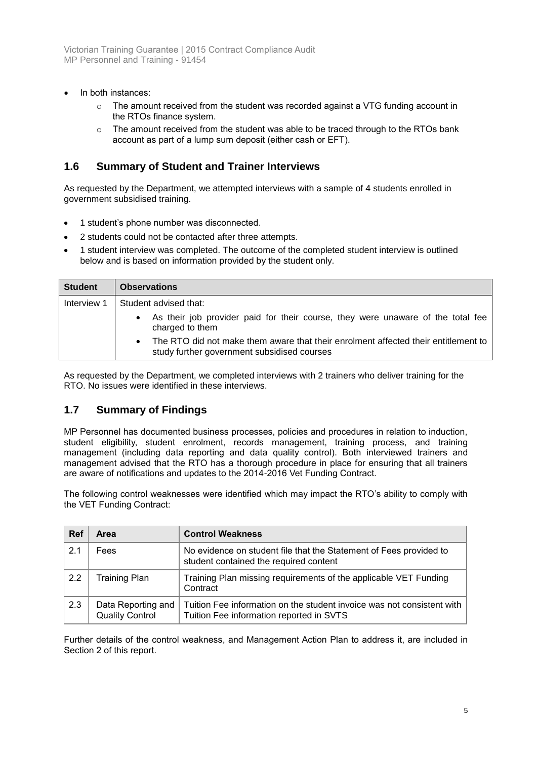- In both instances:
  - The amount received from the student was recorded against a VTG funding account in the RTOs finance system.
  - The amount received from the student was able to be traced through to the RTOs bank account as part of a lump sum deposit (either cash or EFT).

## 1.6 Summary of Student and Trainer Interviews

As requested by the Department, we attempted interviews with a sample of 4 students enrolled in government subsidised training.

- 1 student's phone number was disconnected.
- 2 students could not be contacted after three attempts.
- 1 student interview was completed. The outcome of the completed student interview is outlined below and is based on information provided by the student only.

| Student | Observations |
|---|---|
| Interview 1 | Student advised that:<br>• As their job provider paid for their course, they were unaware of the total fee charged to them<br>• The RTO did not make them aware that their enrolment affected their entitlement to study further government subsidised courses |

As requested by the Department, we completed interviews with 2 trainers who deliver training for the RTO. No issues were identified in these interviews.

## 1.7 Summary of Findings

MP Personnel has documented business processes, policies and procedures in relation to induction, student eligibility, student enrolment, records management, training process, and training management (including data reporting and data quality control). Both interviewed trainers and management advised that the RTO has a thorough procedure in place for ensuring that all trainers are aware of notifications and updates to the 2014-2016 Vet Funding Contract.

The following control weaknesses were identified which may impact the RTO's ability to comply with the VET Funding Contract:

| Ref | Area | Control Weakness |
|---|---|---|
| 2.1 | Fees | No evidence on student file that the Statement of Fees provided to student contained the required content |
| 2.2 | Training Plan | Training Plan missing requirements of the applicable VET Funding Contract |
| 2.3 | Data Reporting and Quality Control | Tuition Fee information on the student invoice was not consistent with Tuition Fee information reported in SVTS |

Further details of the control weakness, and Management Action Plan to address it, are included in Section 2 of this report.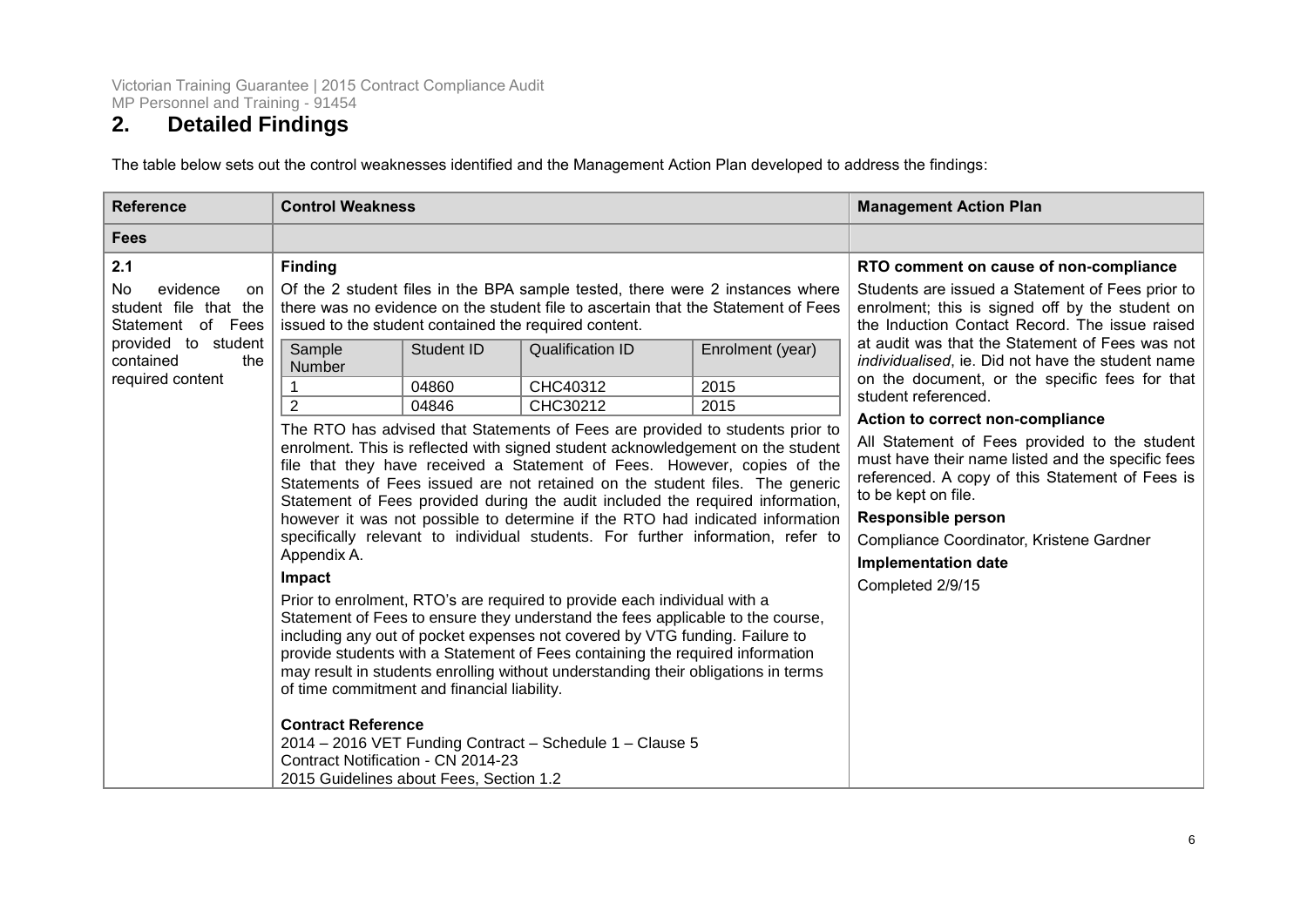## 2. Detailed Findings

The table below sets out the control weaknesses identified and the Management Action Plan developed to address the findings:

| Reference | Control Weakness | Management Action Plan |
|---|---|---|
| **Fees** | | |
| **2.1**<br><br>No evidence on student file that the Statement of Fees provided to student contained the required content | **Finding**<br><br>Of the 2 student files in the BPA sample tested, there were 2 instances where there was no evidence on the student file to ascertain that the Statement of Fees issued to the student contained the required content.<br><br>Sample Number: 1 – Student ID: 04860 – Qualification ID: CHC40312 – Enrolment (year): 2015<br>Sample Number: 2 – Student ID: 04846 – Qualification ID: CHC30212 – Enrolment (year): 2015<br><br>The RTO has advised that Statements of Fees are provided to students prior to enrolment. This is reflected with signed student acknowledgement on the student file that they have received a Statement of Fees. However, copies of the Statements of Fees issued are not retained on the student files. The generic Statement of Fees provided during the audit included the required information, however it was not possible to determine if the RTO had indicated information specifically relevant to individual students. For further information, refer to Appendix A.<br><br>**Impact**<br><br>Prior to enrolment, RTO's are required to provide each individual with a Statement of Fees to ensure they understand the fees applicable to the course, including any out of pocket expenses not covered by VTG funding. Failure to provide students with a Statement of Fees containing the required information may result in students enrolling without understanding their obligations in terms of time commitment and financial liability.<br><br>**Contract Reference**<br><br>2014 – 2016 VET Funding Contract – Schedule 1 – Clause 5<br>Contract Notification - CN 2014-23<br>2015 Guidelines about Fees, Section 1.2 | **RTO comment on cause of non-compliance**<br><br>Students are issued a Statement of Fees prior to enrolment; this is signed off by the student on the Induction Contact Record. The issue raised at audit was that the Statement of Fees was not *individualised*, ie. Did not have the student name on the document, or the specific fees for that student referenced.<br><br>**Action to correct non-compliance**<br><br>All Statement of Fees provided to the student must have their name listed and the specific fees referenced. A copy of this Statement of Fees is to be kept on file.<br><br>**Responsible person**<br><br>Compliance Coordinator, Kristene Gardner<br><br>**Implementation date**<br><br>Completed 2/9/15 |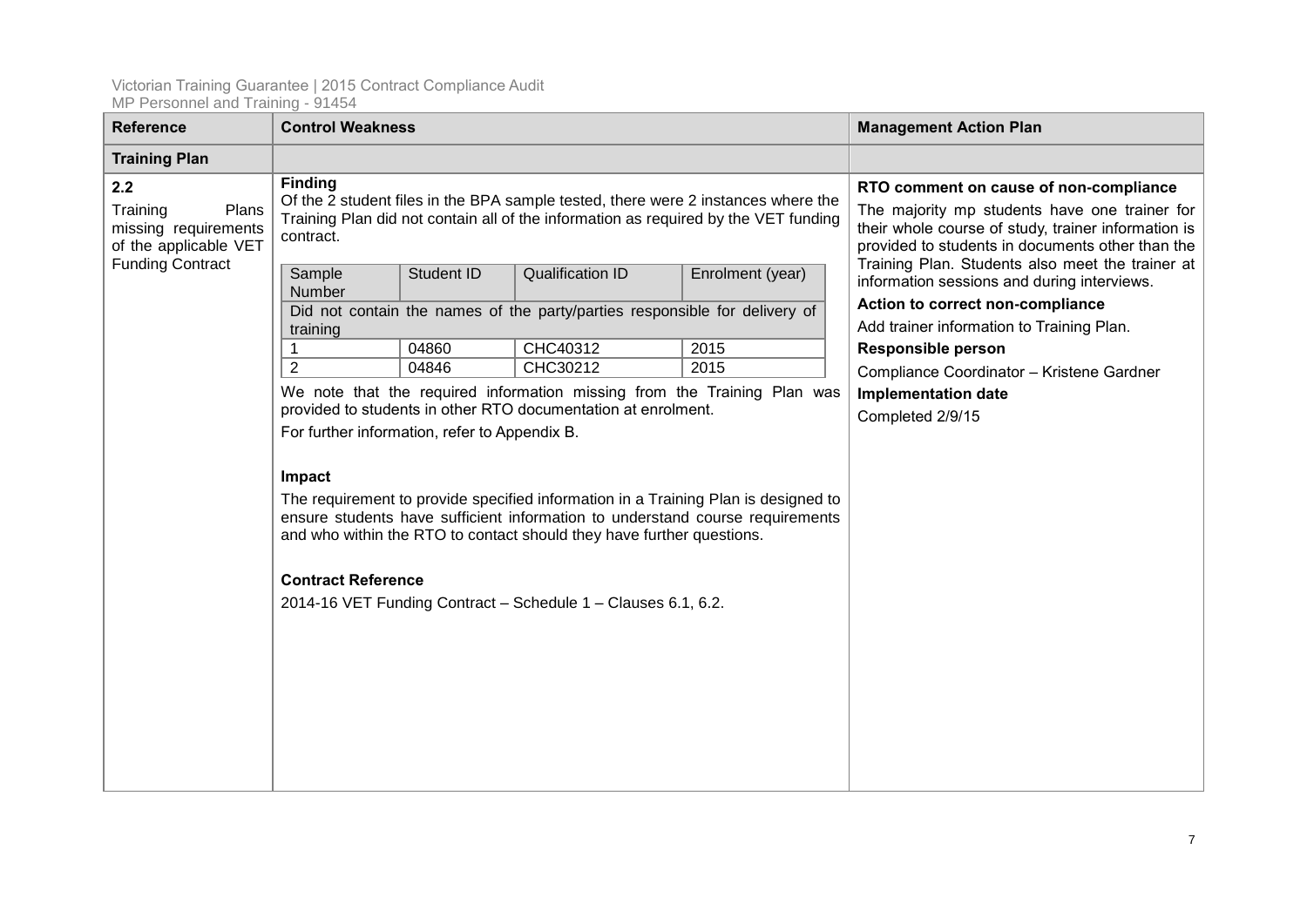| Reference | Control Weakness | Management Action Plan |
|---|---|---|
| **Training Plan** | | |
| **2.2**<br>Training Plans missing requirements of the applicable VET Funding Contract | **Finding**<br>Of the 2 student files in the BPA sample tested, there were 2 instances where the Training Plan did not contain all of the information as required by the VET funding contract.<br><br>Sample Number / Student ID / Qualification ID / Enrolment (year)<br>*Did not contain the names of the party/parties responsible for delivery of training*<br>1 / 04860 / CHC40312 / 2015<br>2 / 04846 / CHC30212 / 2015<br><br>We note that the required information missing from the Training Plan was provided to students in other RTO documentation at enrolment.<br>For further information, refer to Appendix B.<br><br>**Impact**<br>The requirement to provide specified information in a Training Plan is designed to ensure students have sufficient information to understand course requirements and who within the RTO to contact should they have further questions.<br><br>**Contract Reference**<br>2014-16 VET Funding Contract – Schedule 1 – Clauses 6.1, 6.2. | **RTO comment on cause of non-compliance**<br>The majority mp students have one trainer for their whole course of study, trainer information is provided to students in documents other than the Training Plan. Students also meet the trainer at information sessions and during interviews.<br>**Action to correct non-compliance**<br>Add trainer information to Training Plan.<br>**Responsible person**<br>Compliance Coordinator – Kristene Gardner<br>**Implementation date**<br>Completed 2/9/15 |

| Sample Number | Student ID | Qualification ID | Enrolment (year) |
|---|---|---|---|
| Did not contain the names of the party/parties responsible for delivery of training | | | |
| 1 | 04860 | CHC40312 | 2015 |
| 2 | 04846 | CHC30212 | 2015 |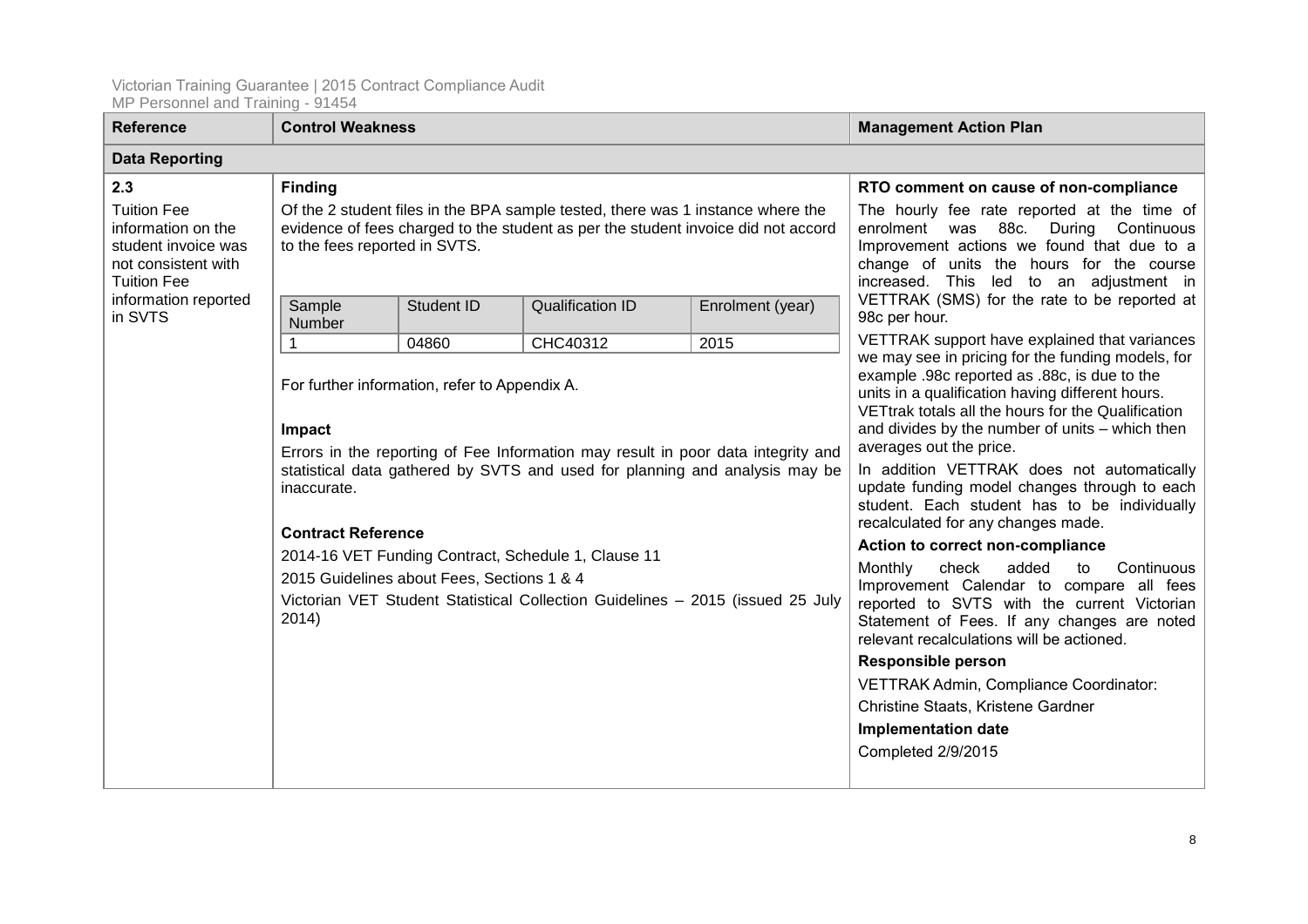| Reference | Control Weakness | Management Action Plan |
|---|---|---|
| **Data Reporting** | | |
| **2.3**<br><br>Tuition Fee information on the student invoice was not consistent with Tuition Fee information reported in SVTS | **Finding**<br><br>Of the 2 student files in the BPA sample tested, there was 1 instance where the evidence of fees charged to the student as per the student invoice did not accord to the fees reported in SVTS.<br><br>Sample Number: 1 — Student ID: 04860 — Qualification ID: CHC40312 — Enrolment (year): 2015<br><br>For further information, refer to Appendix A.<br><br>**Impact**<br><br>Errors in the reporting of Fee Information may result in poor data integrity and statistical data gathered by SVTS and used for planning and analysis may be inaccurate.<br><br>**Contract Reference**<br><br>2014-16 VET Funding Contract, Schedule 1, Clause 11<br><br>2015 Guidelines about Fees, Sections 1 & 4<br><br>Victorian VET Student Statistical Collection Guidelines – 2015 (issued 25 July 2014) | **RTO comment on cause of non-compliance**<br><br>The hourly fee rate reported at the time of enrolment was 88c. During Continuous Improvement actions we found that due to a change of units the hours for the course increased. This led to an adjustment in VETTRAK (SMS) for the rate to be reported at 98c per hour.<br><br>VETTRAK support have explained that variances we may see in pricing for the funding models, for example .98c reported as .88c, is due to the units in a qualification having different hours. VETtrak totals all the hours for the Qualification and divides by the number of units – which then averages out the price.<br><br>In addition VETTRAK does not automatically update funding model changes through to each student. Each student has to be individually recalculated for any changes made.<br><br>**Action to correct non-compliance**<br><br>Monthly check added to Continuous Improvement Calendar to compare all fees reported to SVTS with the current Victorian Statement of Fees. If any changes are noted relevant recalculations will be actioned.<br><br>**Responsible person**<br><br>VETTRAK Admin, Compliance Coordinator:<br><br>Christine Staats, Kristene Gardner<br><br>**Implementation date**<br><br>Completed 2/9/2015 |

| Sample Number | Student ID | Qualification ID | Enrolment (year) |
|---|---|---|---|
| 1 | 04860 | CHC40312 | 2015 |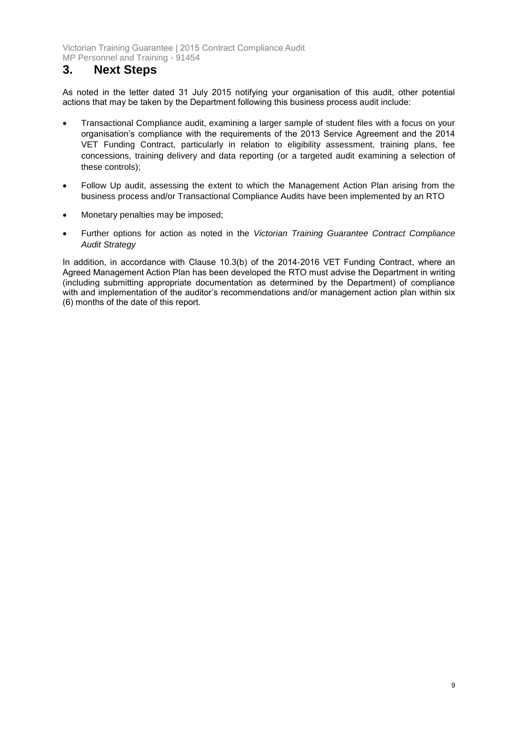## 3. Next Steps

As noted in the letter dated 31 July 2015 notifying your organisation of this audit, other potential actions that may be taken by the Department following this business process audit include:

- Transactional Compliance audit, examining a larger sample of student files with a focus on your organisation's compliance with the requirements of the 2013 Service Agreement and the 2014 VET Funding Contract, particularly in relation to eligibility assessment, training plans, fee concessions, training delivery and data reporting (or a targeted audit examining a selection of these controls);
- Follow Up audit, assessing the extent to which the Management Action Plan arising from the business process and/or Transactional Compliance Audits have been implemented by an RTO
- Monetary penalties may be imposed;
- Further options for action as noted in the *Victorian Training Guarantee Contract Compliance Audit Strategy*

In addition, in accordance with Clause 10.3(b) of the 2014-2016 VET Funding Contract, where an Agreed Management Action Plan has been developed the RTO must advise the Department in writing (including submitting appropriate documentation as determined by the Department) of compliance with and implementation of the auditor's recommendations and/or management action plan within six (6) months of the date of this report.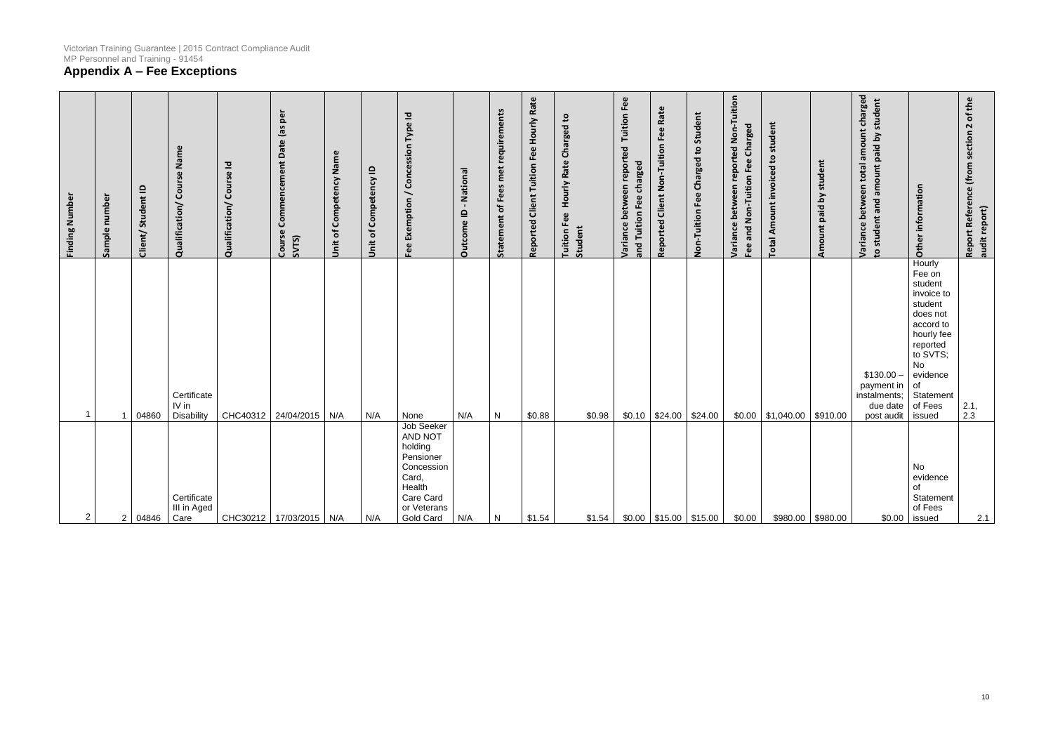## Appendix A – Fee Exceptions

| Finding Number | Sample number | Client/ Student ID | Qualification/ Course Name | Qualification/ Course Id | Course Commencement Date (as per SVTS) | Unit of Competency Name | Unit of Competency ID | Fee Exemption / Concession Type Id | Outcome ID - National | Statement of Fees met requirements | Reported Client Tuition Fee Hourly Rate | Tuition Fee Hourly Rate Charged to Student | Variance between reported Tuition Fee and Tuition Fee charged | Reported Client Non-Tuition Fee Rate | Non-Tuition Fee Charged to Student | Variance between reported Non-Tuition Fee and Non-Tuition Fee Charged | Total Amount invoiced to student | Amount paid by student | Variance between total amount charged to student and amount paid by student | Other information | Report Reference (from section 2 of the audit report) |
|---|---|---|---|---|---|---|---|---|---|---|---|---|---|---|---|---|---|---|---|---|---|
| 1 | 1 | 04860 | Certificate IV in Disability | CHC40312 | 24/04/2015 | N/A | N/A | None | N/A | N | $0.88 | $0.98 | $0.10 | $24.00 | $24.00 | $0.00 | $1,040.00 | $910.00 | $130.00 – payment in instalments; due date post audit | Hourly Fee on student invoice to student does not accord to hourly fee reported to SVTS; No evidence of Statement of Fees issued | 2.1, 2.3 |
| 2 | 2 | 04846 | Certificate III in Aged Care | CHC30212 | 17/03/2015 | N/A | N/A | Job Seeker AND NOT holding Pensioner Concession Card, Health Care Card or Veterans Gold Card | N/A | N | $1.54 | $1.54 | $0.00 | $15.00 | $15.00 | $0.00 | $980.00 | $980.00 | $0.00 | No evidence of Statement of Fees issued | 2.1 |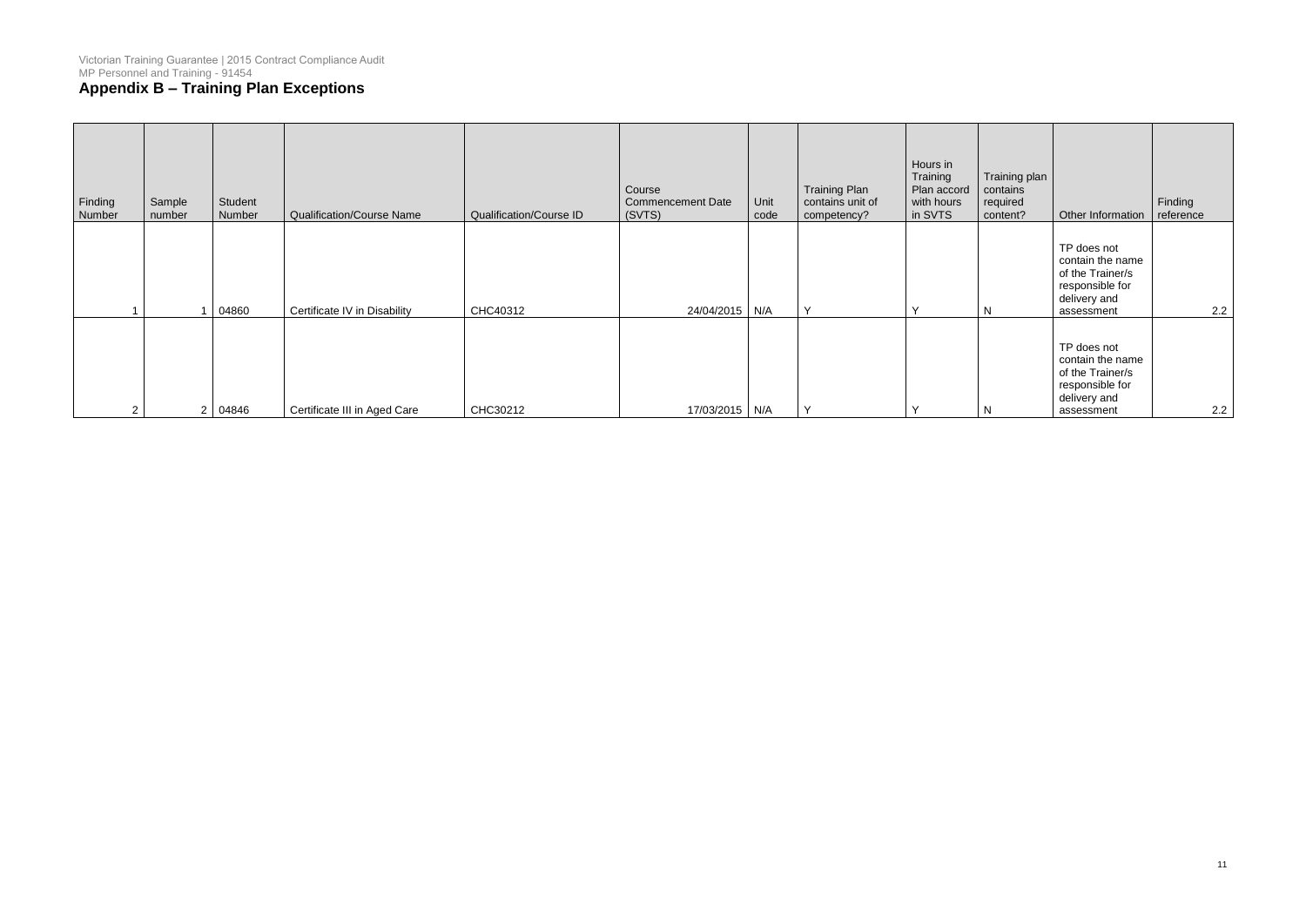Victorian Training Guarantee | 2015 Contract Compliance Audit
MP Personnel and Training - 91454

# Appendix B – Training Plan Exceptions

| Finding Number | Sample number | Student Number | Qualification/Course Name | Qualification/Course ID | Course Commencement Date (SVTS) | Unit code | Training Plan contains unit of competency? | Hours in Training Plan accord with hours in SVTS | Training plan contains required content? | Other Information | Finding reference |
|---|---|---|---|---|---|---|---|---|---|---|---|
| 1 | 1 | 04860 | Certificate IV in Disability | CHC40312 | 24/04/2015 | N/A | Y | Y | N | TP does not contain the name of the Trainer/s responsible for delivery and assessment | 2.2 |
| 2 | 2 | 04846 | Certificate III in Aged Care | CHC30212 | 17/03/2015 | N/A | Y | Y | N | TP does not contain the name of the Trainer/s responsible for delivery and assessment | 2.2 |